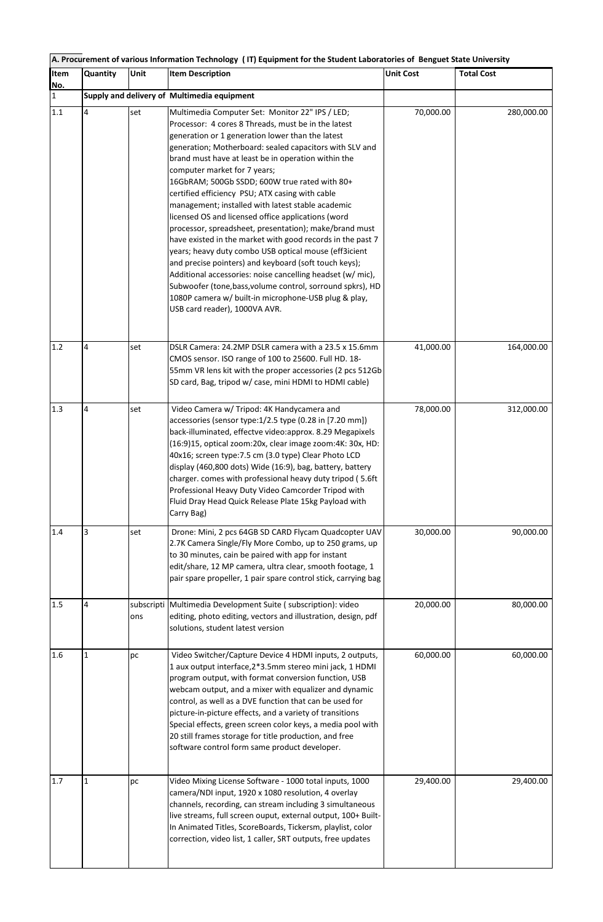**A. Procurement of various Information Technology ( IT) Equipment for the Student Laboratories of Benguet State University**

| Item No. | Quantity | Unit | Item Description | Unit Cost | Total Cost |
|---|---|---|---|---|---|
| 1 | | | **Supply and delivery of Multimedia equipment** | | |
| 1.1 | 4 | set | Multimedia Computer Set: Monitor 22" IPS / LED; Processor: 4 cores 8 Threads, must be in the latest generation or 1 generation lower than the latest generation; Motherboard: sealed capacitors with SLV and brand must have at least be in operation within the computer market for 7 years; 16GbRAM; 500Gb SSDD; 600W true rated with 80+ certified efficiency PSU; ATX casing with cable management; installed with latest stable academic licensed OS and licensed office applications (word processor, spreadsheet, presentation); make/brand must have existed in the market with good records in the past 7 years; heavy duty combo USB optical mouse (eff3icient and precise pointers) and keyboard (soft touch keys); Additional accessories: noise cancelling headset (w/ mic), Subwoofer (tone,bass,volume control, sorround spkrs), HD 1080P camera w/ built-in microphone-USB plug & play, USB card reader), 1000VA AVR. | 70,000.00 | 280,000.00 |
| 1.2 | 4 | set | DSLR Camera: 24.2MP DSLR camera with a 23.5 x 15.6mm CMOS sensor. ISO range of 100 to 25600. Full HD. 18-55mm VR lens kit with the proper accessories (2 pcs 512Gb SD card, Bag, tripod w/ case, mini HDMI to HDMI cable) | 41,000.00 | 164,000.00 |
| 1.3 | 4 | set | Video Camera w/ Tripod: 4K Handycamera and accessories (sensor type:1/2.5 type (0.28 in [7.20 mm]) back-illuminated, effectve video:approx. 8.29 Megapixels (16:9)15, optical zoom:20x, clear image zoom:4K: 30x, HD: 40x16; screen type:7.5 cm (3.0 type) Clear Photo LCD display (460,800 dots) Wide (16:9), bag, battery, battery charger. comes with professional heavy duty tripod ( 5.6ft Professional Heavy Duty Video Camcorder Tripod with Fluid Dray Head Quick Release Plate 15kg Payload with Carry Bag) | 78,000.00 | 312,000.00 |
| 1.4 | 3 | set | Drone: Mini, 2 pcs 64GB SD CARD Flycam Quadcopter UAV 2.7K Camera Single/Fly More Combo, up to 250 grams, up to 30 minutes, cain be paired with app for instant edit/share, 12 MP camera, ultra clear, smooth footage, 1 pair spare propeller, 1 pair spare control stick, carrying bag | 30,000.00 | 90,000.00 |
| 1.5 | 4 | subscriptions | Multimedia Development Suite ( subscription): video editing, photo editing, vectors and illustration, design, pdf solutions, student latest version | 20,000.00 | 80,000.00 |
| 1.6 | 1 | pc | Video Switcher/Capture Device 4 HDMI inputs, 2 outputs, 1 aux output interface,2*3.5mm stereo mini jack, 1 HDMI program output, with format conversion function, USB webcam output, and a mixer with equalizer and dynamic control, as well as a DVE function that can be used for picture-in-picture effects, and a variety of transitions Special effects, green screen color keys, a media pool with 20 still frames storage for title production, and free software control form same product developer. | 60,000.00 | 60,000.00 |
| 1.7 | 1 | pc | Video Mixing License Software - 1000 total inputs, 1000 camera/NDI input, 1920 x 1080 resolution, 4 overlay channels, recording, can stream including 3 simultaneous live streams, full screen ouput, external output, 100+ Built-In Animated Titles, ScoreBoards, Tickersm, playlist, color correction, video list, 1 caller, SRT outputs, free updates | 29,400.00 | 29,400.00 |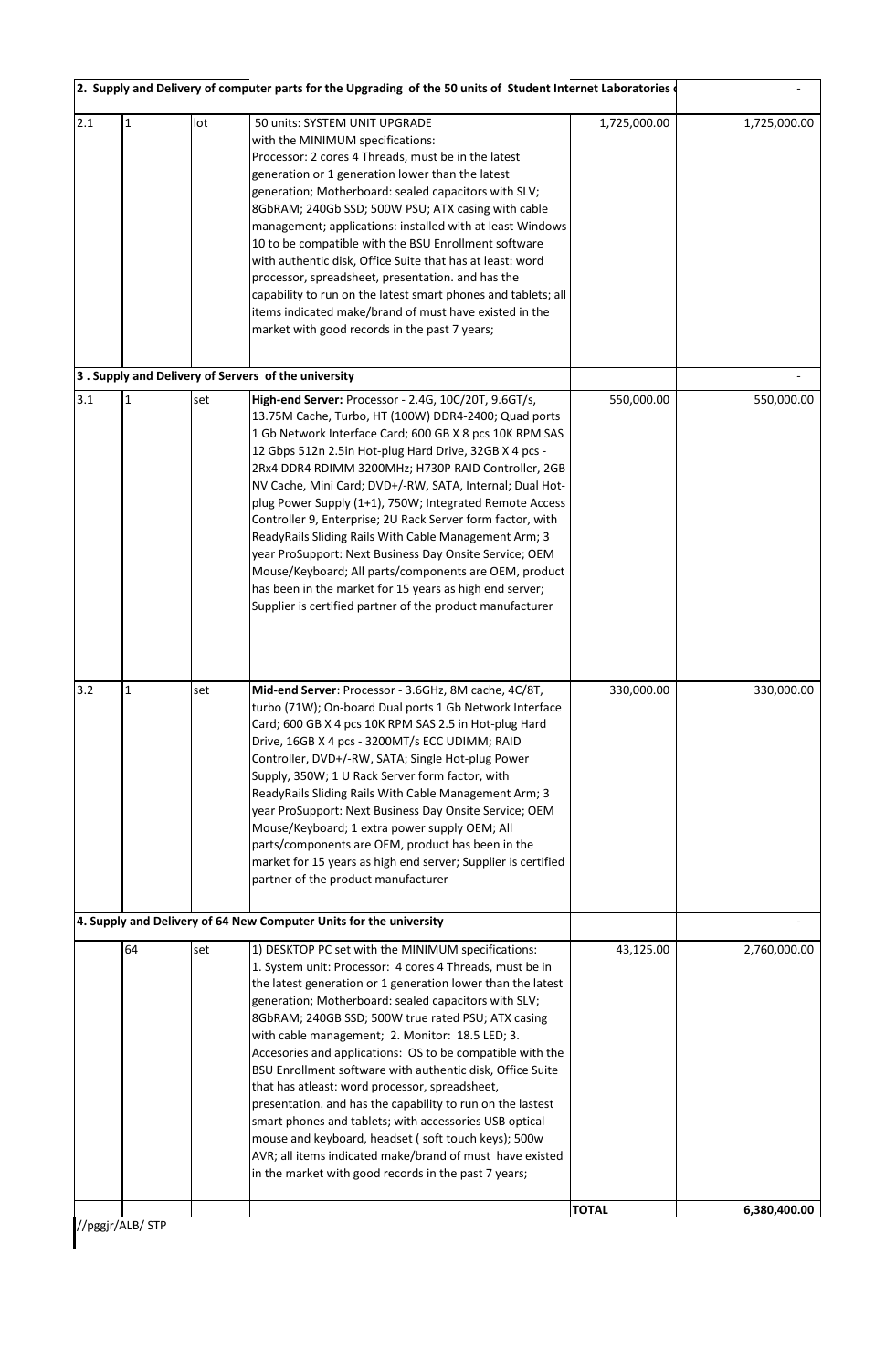| | | | | | |
|---|---|---|---|---|---|
| **2. Supply and Delivery of computer parts for the Upgrading of the 50 units of Student Internet Laboratories** | | | | | - |
| 2.1 | 1 | lot | 50 units: SYSTEM UNIT UPGRADE with the MINIMUM specifications: Processor: 2 cores 4 Threads, must be in the latest generation or 1 generation lower than the latest generation; Motherboard: sealed capacitors with SLV; 8GbRAM; 240Gb SSD; 500W PSU; ATX casing with cable management; applications: installed with at least Windows 10 to be compatible with the BSU Enrollment software with authentic disk, Office Suite that has at least: word processor, spreadsheet, presentation. and has the capability to run on the latest smart phones and tablets; all items indicated make/brand of must have existed in the market with good records in the past 7 years; | 1,725,000.00 | 1,725,000.00 |
| **3 . Supply and Delivery of Servers of the university** | | | | | - |
| 3.1 | 1 | set | **High-end Server:** Processor - 2.4G, 10C/20T, 9.6GT/s, 13.75M Cache, Turbo, HT (100W) DDR4-2400; Quad ports 1 Gb Network Interface Card; 600 GB X 8 pcs 10K RPM SAS 12 Gbps 512n 2.5in Hot-plug Hard Drive, 32GB X 4 pcs - 2Rx4 DDR4 RDIMM 3200MHz; H730P RAID Controller, 2GB NV Cache, Mini Card; DVD+/-RW, SATA, Internal; Dual Hot-plug Power Supply (1+1), 750W; Integrated Remote Access Controller 9, Enterprise; 2U Rack Server form factor, with ReadyRails Sliding Rails With Cable Management Arm; 3 year ProSupport: Next Business Day Onsite Service; OEM Mouse/Keyboard; All parts/components are OEM, product has been in the market for 15 years as high end server; Supplier is certified partner of the product manufacturer | 550,000.00 | 550,000.00 |
| 3.2 | 1 | set | **Mid-end Server**: Processor - 3.6GHz, 8M cache, 4C/8T, turbo (71W); On-board Dual ports 1 Gb Network Interface Card; 600 GB X 4 pcs 10K RPM SAS 2.5 in Hot-plug Hard Drive, 16GB X 4 pcs - 3200MT/s ECC UDIMM; RAID Controller, DVD+/-RW, SATA; Single Hot-plug Power Supply, 350W; 1 U Rack Server form factor, with ReadyRails Sliding Rails With Cable Management Arm; 3 year ProSupport: Next Business Day Onsite Service; OEM Mouse/Keyboard; 1 extra power supply OEM; All parts/components are OEM, product has been in the market for 15 years as high end server; Supplier is certified partner of the product manufacturer | 330,000.00 | 330,000.00 |
| **4. Supply and Delivery of 64 New Computer Units for the university** | | | | | - |
| | 64 | set | 1) DESKTOP PC set with the MINIMUM specifications: 1. System unit: Processor: 4 cores 4 Threads, must be in the latest generation or 1 generation lower than the latest generation; Motherboard: sealed capacitors with SLV; 8GbRAM; 240GB SSD; 500W true rated PSU; ATX casing with cable management; 2. Monitor: 18.5 LED; 3. Accesories and applications: OS to be compatible with the BSU Enrollment software with authentic disk, Office Suite that has atleast: word processor, spreadsheet, presentation. and has the capability to run on the lastest smart phones and tablets; with accessories USB optical mouse and keyboard, headset ( soft touch keys); 500w AVR; all items indicated make/brand of must have existed in the market with good records in the past 7 years; | 43,125.00 | 2,760,000.00 |
| | | | | **TOTAL** | **6,380,400.00** |

//pggjr/ALB/ STP